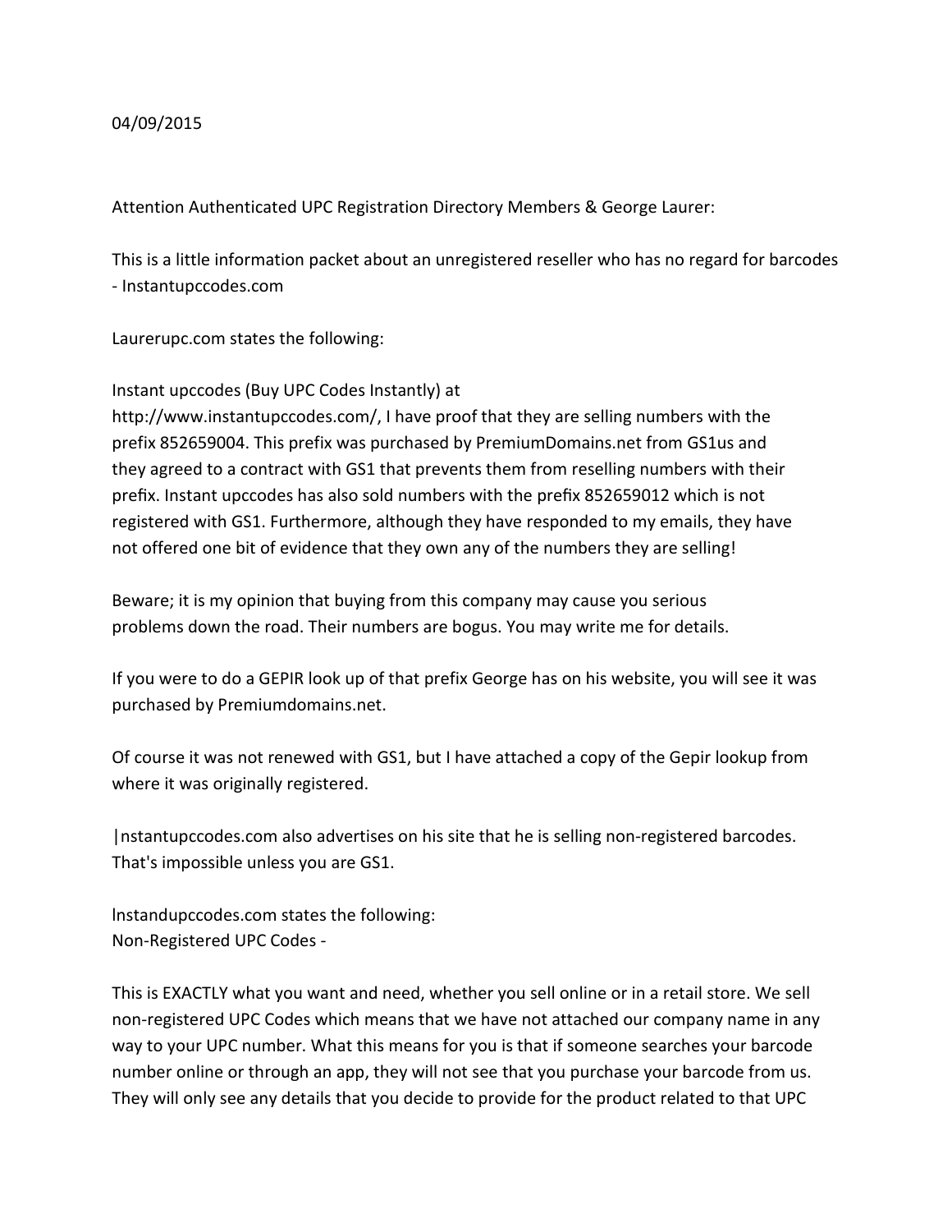04/09/2015

Attention Authenticated UPC Registration Directory Members & George Laurer:

This is a little information packet about an unregistered reseller who has no regard for barcodes - Instantupccodes.com

Laurerupc.com states the following:

Instant upccodes (Buy UPC Codes Instantly) at http://www.instantupccodes.com/, I have proof that they are selling numbers with the prefix 852659004. This prefix was purchased by PremiumDomains.net from GS1us and they agreed to a contract with GS1 that prevents them from reselling numbers with their prefix. Instant upccodes has also sold numbers with the prefix 852659012 which is not registered with GS1. Furthermore, although they have responded to my emails, they have not offered one bit of evidence that they own any of the numbers they are selling!

Beware; it is my opinion that buying from this company may cause you serious problems down the road. Their numbers are bogus. You may write me for details.

If you were to do a GEPIR look up of that prefix George has on his website, you will see it was purchased by Premiumdomains.net.

Of course it was not renewed with GS1, but I have attached a copy of the Gepir lookup from where it was originally registered.

|nstantupccodes.com also advertises on his site that he is selling non-registered barcodes. That's impossible unless you are GS1.

lnstandupccodes.com states the following:
Non-Registered UPC Codes -

This is EXACTLY what you want and need, whether you sell online or in a retail store. We sell non-registered UPC Codes which means that we have not attached our company name in any way to your UPC number. What this means for you is that if someone searches your barcode number online or through an app, they will not see that you purchase your barcode from us. They will only see any details that you decide to provide for the product related to that UPC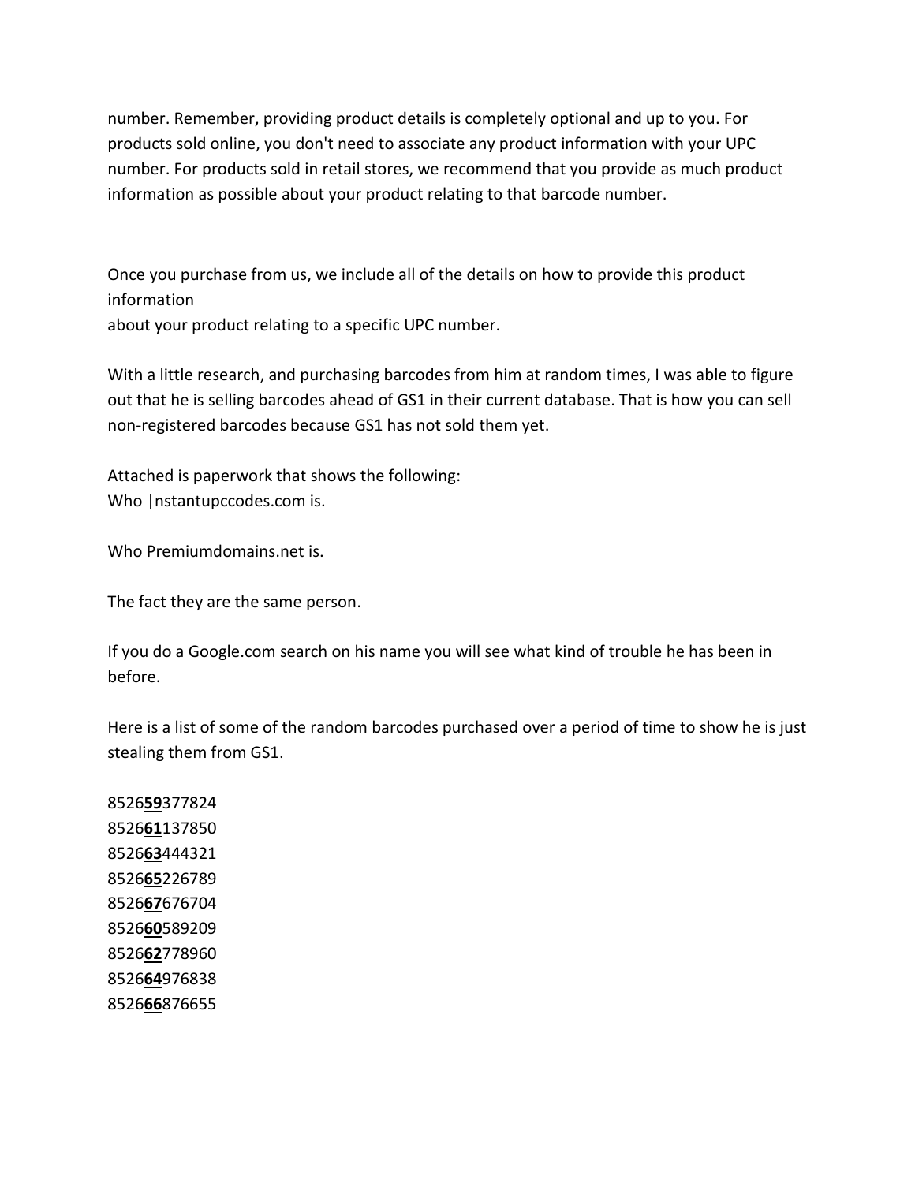number. Remember, providing product details is completely optional and up to you. For products sold online, you don't need to associate any product information with your UPC number. For products sold in retail stores, we recommend that you provide as much product information as possible about your product relating to that barcode number.

Once you purchase from us, we include all of the details on how to provide this product information
about your product relating to a specific UPC number.

With a little research, and purchasing barcodes from him at random times, I was able to figure out that he is selling barcodes ahead of GS1 in their current database. That is how you can sell non-registered barcodes because GS1 has not sold them yet.

Attached is paperwork that shows the following:
Who |nstantupccodes.com is.

Who Premiumdomains.net is.

The fact they are the same person.

If you do a Google.com search on his name you will see what kind of trouble he has been in before.

Here is a list of some of the random barcodes purchased over a period of time to show he is just stealing them from GS1.

8526**59**377824
8526**61**137850
8526**63**444321
8526**65**226789
8526**67**676704
8526**60**589209
8526**62**778960
8526**64**976838
8526**66**876655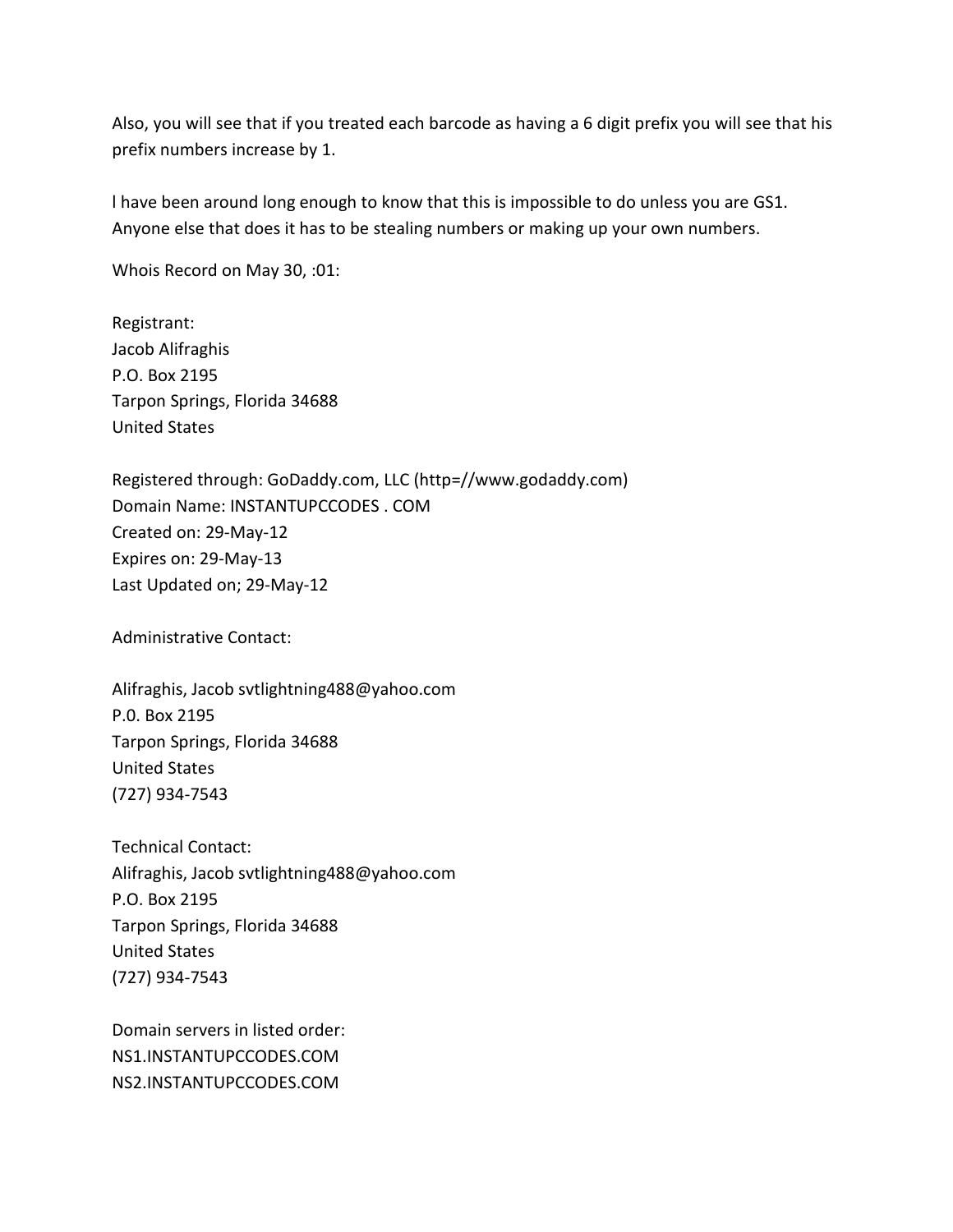Also, you will see that if you treated each barcode as having a 6 digit prefix you will see that his prefix numbers increase by 1.

I have been around long enough to know that this is impossible to do unless you are GS1. Anyone else that does it has to be stealing numbers or making up your own numbers.

Whois Record on May 30, :01:

Registrant:
Jacob Alifraghis
P.O. Box 2195
Tarpon Springs, Florida 34688
United States

Registered through: GoDaddy.com, LLC (http=//www.godaddy.com)
Domain Name: INSTANTUPCCODES . COM
Created on: 29-May-12
Expires on: 29-May-13
Last Updated on; 29-May-12

Administrative Contact:

Alifraghis, Jacob svtlightning488@yahoo.com
P.0. Box 2195
Tarpon Springs, Florida 34688
United States
(727) 934-7543

Technical Contact:
Alifraghis, Jacob svtlightning488@yahoo.com
P.O. Box 2195
Tarpon Springs, Florida 34688
United States
(727) 934-7543

Domain servers in listed order:
NS1.INSTANTUPCCODES.COM
NS2.INSTANTUPCCODES.COM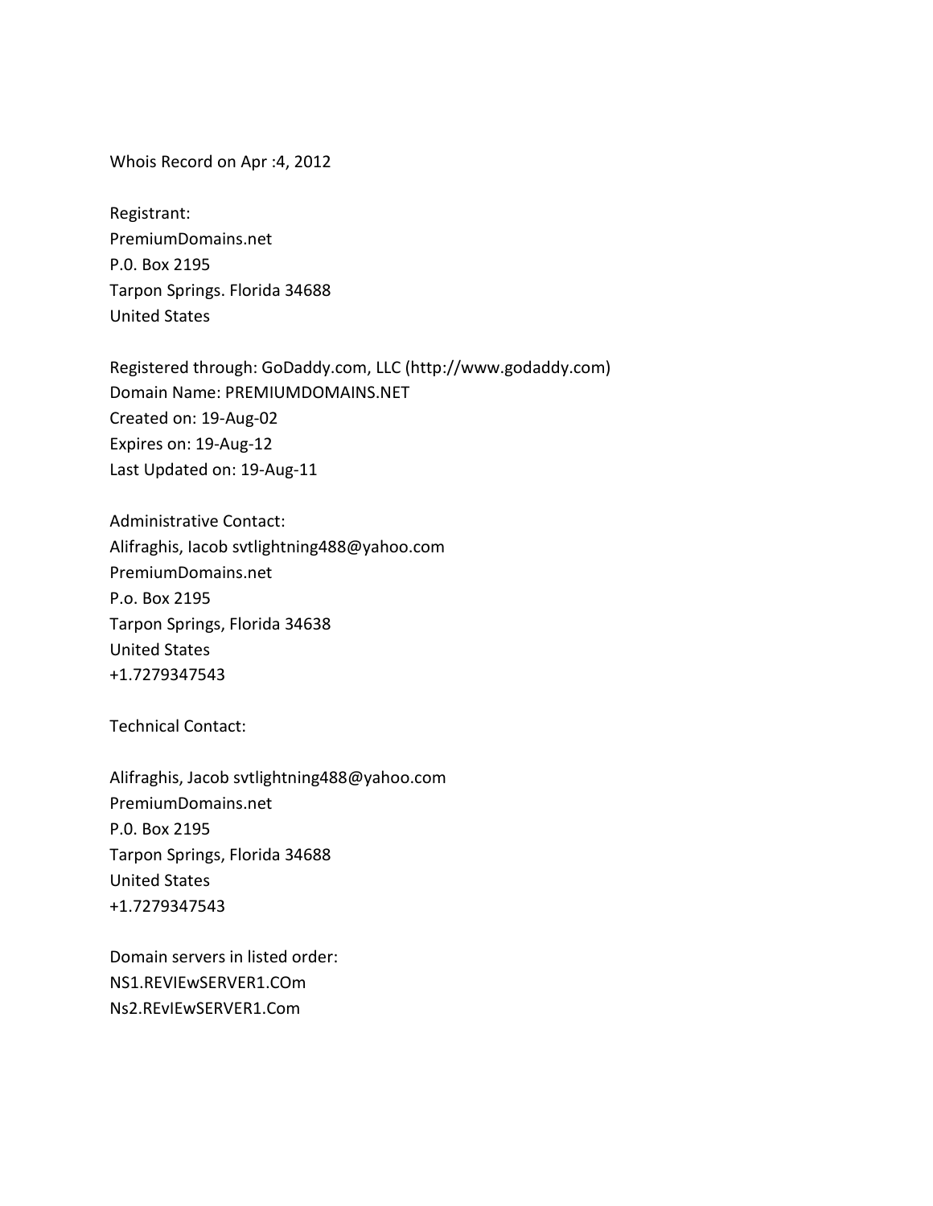Whois Record on Apr :4, 2012

Registrant:
PremiumDomains.net
P.0. Box 2195
Tarpon Springs. Florida 34688
United States

Registered through: GoDaddy.com, LLC (http://www.godaddy.com)
Domain Name: PREMIUMDOMAINS.NET
Created on: 19-Aug-02
Expires on: 19-Aug-12
Last Updated on: 19-Aug-11

Administrative Contact:
Alifraghis, Iacob svtlightning488@yahoo.com
PremiumDomains.net
P.o. Box 2195
Tarpon Springs, Florida 34638
United States
+1.7279347543

Technical Contact:

Alifraghis, Jacob svtlightning488@yahoo.com
PremiumDomains.net
P.0. Box 2195
Tarpon Springs, Florida 34688
United States
+1.7279347543

Domain servers in listed order:
NS1.REVIEwSERVER1.COm
Ns2.REvIEwSERVER1.Com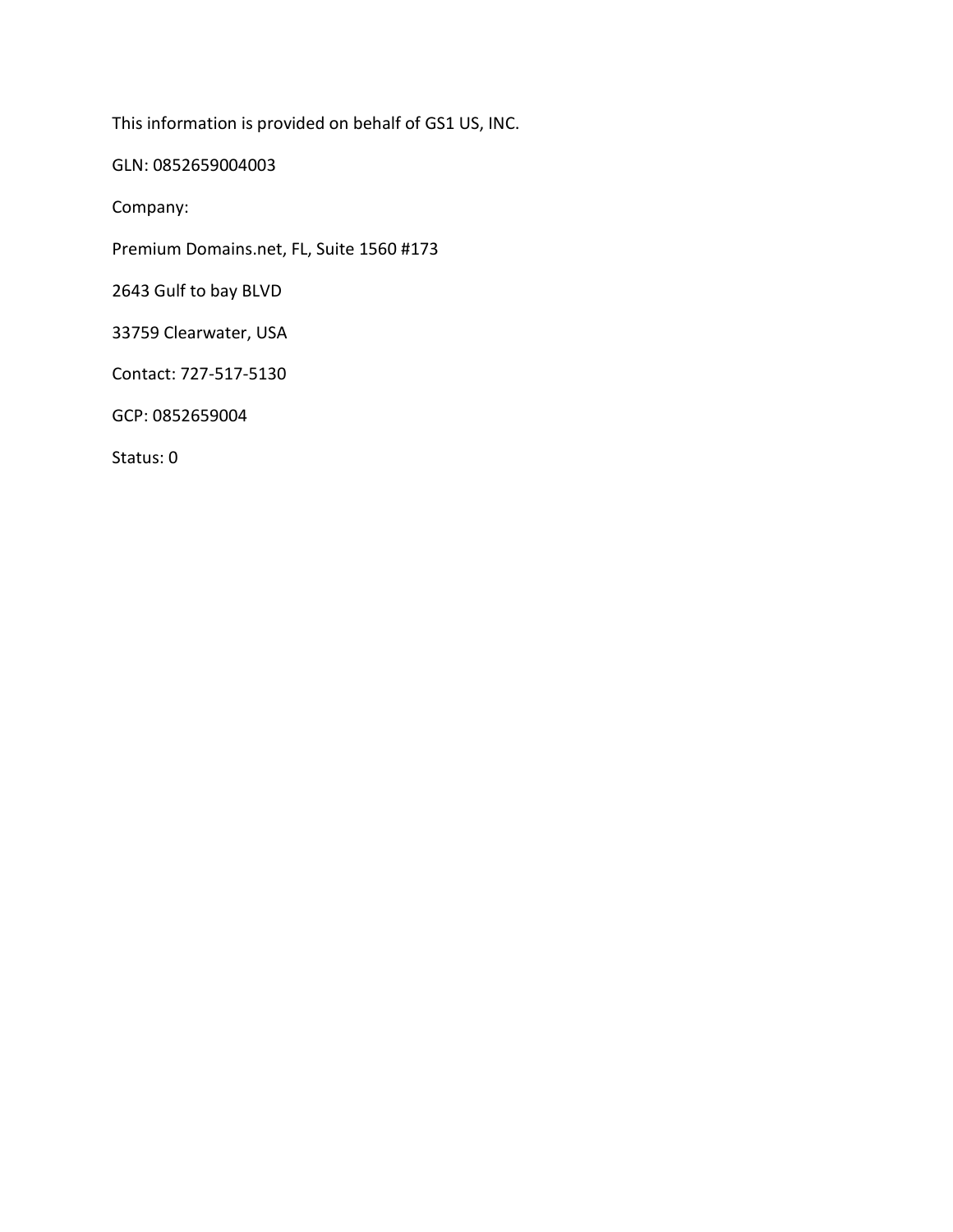This information is provided on behalf of GS1 US, INC.

GLN: 0852659004003

Company:

Premium Domains.net, FL, Suite 1560 #173

2643 Gulf to bay BLVD

33759 Clearwater, USA

Contact: 727-517-5130

GCP: 0852659004

Status: 0